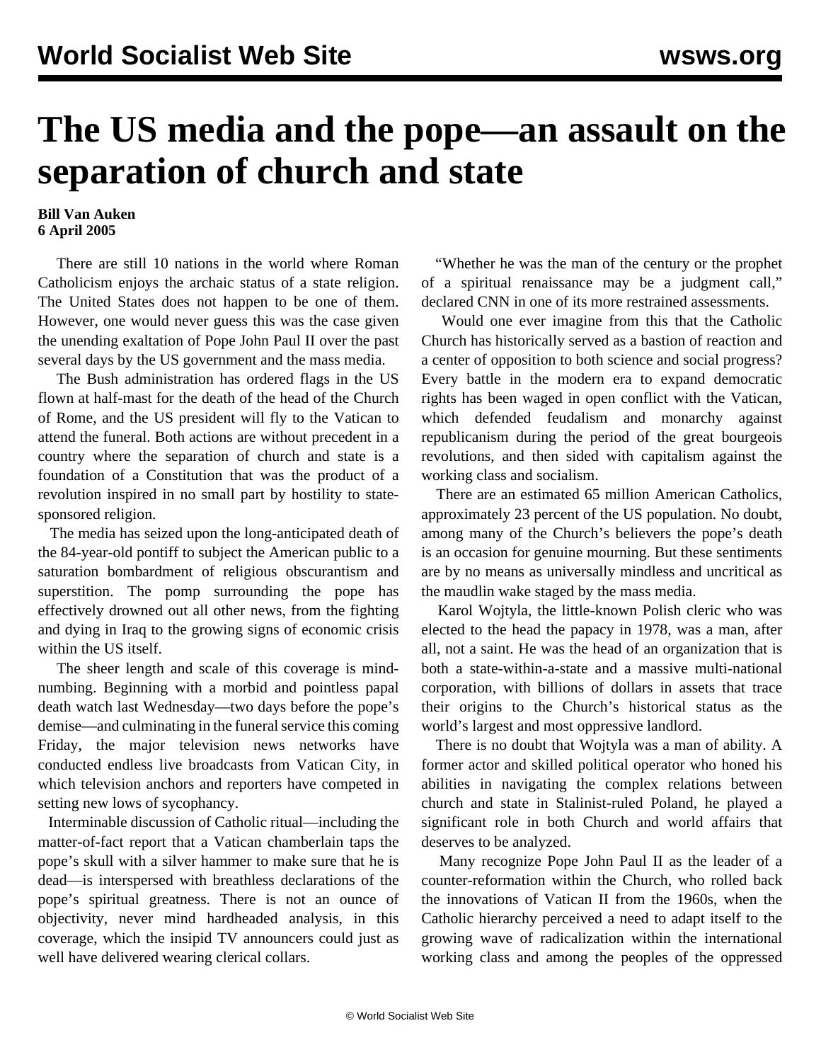# The US media and the pope—an assault on the separation of church and state

**Bill Van Auken**
**6 April 2005**

There are still 10 nations in the world where Roman Catholicism enjoys the archaic status of a state religion. The United States does not happen to be one of them. However, one would never guess this was the case given the unending exaltation of Pope John Paul II over the past several days by the US government and the mass media.

The Bush administration has ordered flags in the US flown at half-mast for the death of the head of the Church of Rome, and the US president will fly to the Vatican to attend the funeral. Both actions are without precedent in a country where the separation of church and state is a foundation of a Constitution that was the product of a revolution inspired in no small part by hostility to state-sponsored religion.

The media has seized upon the long-anticipated death of the 84-year-old pontiff to subject the American public to a saturation bombardment of religious obscurantism and superstition. The pomp surrounding the pope has effectively drowned out all other news, from the fighting and dying in Iraq to the growing signs of economic crisis within the US itself.

The sheer length and scale of this coverage is mind-numbing. Beginning with a morbid and pointless papal death watch last Wednesday—two days before the pope's demise—and culminating in the funeral service this coming Friday, the major television news networks have conducted endless live broadcasts from Vatican City, in which television anchors and reporters have competed in setting new lows of sycophancy.

Interminable discussion of Catholic ritual—including the matter-of-fact report that a Vatican chamberlain taps the pope's skull with a silver hammer to make sure that he is dead—is interspersed with breathless declarations of the pope's spiritual greatness. There is not an ounce of objectivity, never mind hardheaded analysis, in this coverage, which the insipid TV announcers could just as well have delivered wearing clerical collars.

"Whether he was the man of the century or the prophet of a spiritual renaissance may be a judgment call," declared CNN in one of its more restrained assessments.

Would one ever imagine from this that the Catholic Church has historically served as a bastion of reaction and a center of opposition to both science and social progress? Every battle in the modern era to expand democratic rights has been waged in open conflict with the Vatican, which defended feudalism and monarchy against republicanism during the period of the great bourgeois revolutions, and then sided with capitalism against the working class and socialism.

There are an estimated 65 million American Catholics, approximately 23 percent of the US population. No doubt, among many of the Church's believers the pope's death is an occasion for genuine mourning. But these sentiments are by no means as universally mindless and uncritical as the maudlin wake staged by the mass media.

Karol Wojtyla, the little-known Polish cleric who was elected to the head the papacy in 1978, was a man, after all, not a saint. He was the head of an organization that is both a state-within-a-state and a massive multi-national corporation, with billions of dollars in assets that trace their origins to the Church's historical status as the world's largest and most oppressive landlord.

There is no doubt that Wojtyla was a man of ability. A former actor and skilled political operator who honed his abilities in navigating the complex relations between church and state in Stalinist-ruled Poland, he played a significant role in both Church and world affairs that deserves to be analyzed.

Many recognize Pope John Paul II as the leader of a counter-reformation within the Church, who rolled back the innovations of Vatican II from the 1960s, when the Catholic hierarchy perceived a need to adapt itself to the growing wave of radicalization within the international working class and among the peoples of the oppressed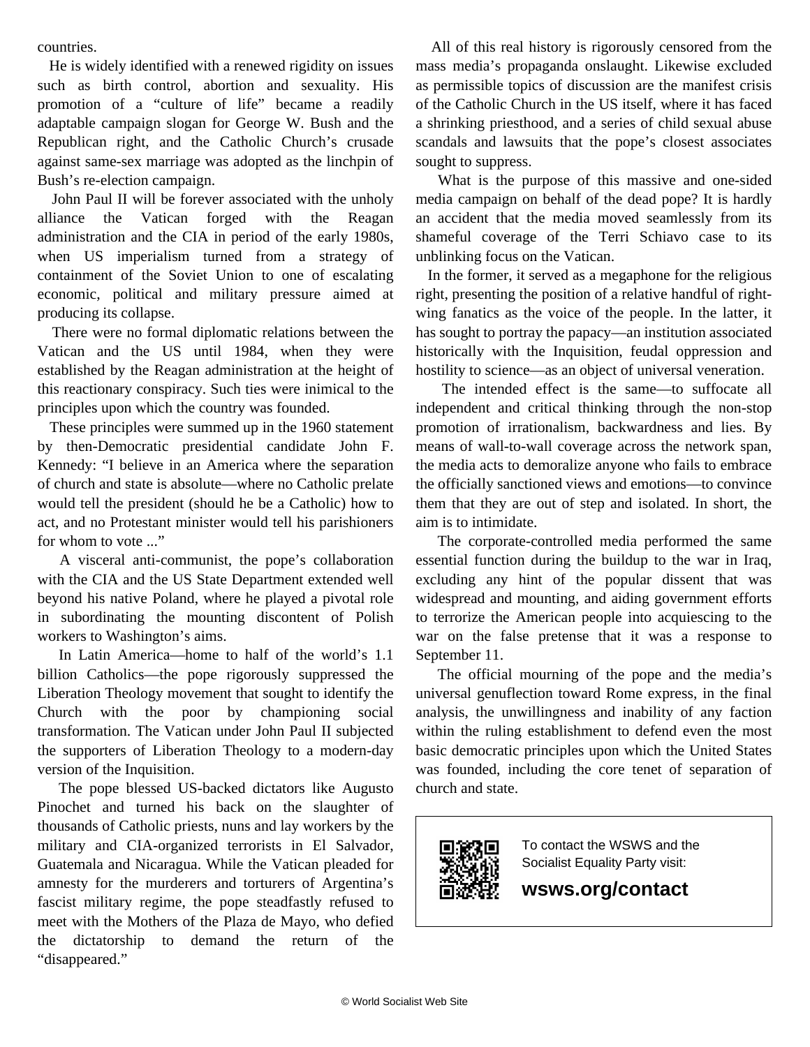countries.

He is widely identified with a renewed rigidity on issues such as birth control, abortion and sexuality. His promotion of a "culture of life" became a readily adaptable campaign slogan for George W. Bush and the Republican right, and the Catholic Church's crusade against same-sex marriage was adopted as the linchpin of Bush's re-election campaign.

John Paul II will be forever associated with the unholy alliance the Vatican forged with the Reagan administration and the CIA in period of the early 1980s, when US imperialism turned from a strategy of containment of the Soviet Union to one of escalating economic, political and military pressure aimed at producing its collapse.

There were no formal diplomatic relations between the Vatican and the US until 1984, when they were established by the Reagan administration at the height of this reactionary conspiracy. Such ties were inimical to the principles upon which the country was founded.

These principles were summed up in the 1960 statement by then-Democratic presidential candidate John F. Kennedy: "I believe in an America where the separation of church and state is absolute—where no Catholic prelate would tell the president (should he be a Catholic) how to act, and no Protestant minister would tell his parishioners for whom to vote ..."

A visceral anti-communist, the pope's collaboration with the CIA and the US State Department extended well beyond his native Poland, where he played a pivotal role in subordinating the mounting discontent of Polish workers to Washington's aims.

In Latin America—home to half of the world's 1.1 billion Catholics—the pope rigorously suppressed the Liberation Theology movement that sought to identify the Church with the poor by championing social transformation. The Vatican under John Paul II subjected the supporters of Liberation Theology to a modern-day version of the Inquisition.

The pope blessed US-backed dictators like Augusto Pinochet and turned his back on the slaughter of thousands of Catholic priests, nuns and lay workers by the military and CIA-organized terrorists in El Salvador, Guatemala and Nicaragua. While the Vatican pleaded for amnesty for the murderers and torturers of Argentina's fascist military regime, the pope steadfastly refused to meet with the Mothers of the Plaza de Mayo, who defied the dictatorship to demand the return of the "disappeared."

All of this real history is rigorously censored from the mass media's propaganda onslaught. Likewise excluded as permissible topics of discussion are the manifest crisis of the Catholic Church in the US itself, where it has faced a shrinking priesthood, and a series of child sexual abuse scandals and lawsuits that the pope's closest associates sought to suppress.

What is the purpose of this massive and one-sided media campaign on behalf of the dead pope? It is hardly an accident that the media moved seamlessly from its shameful coverage of the Terri Schiavo case to its unblinking focus on the Vatican.

In the former, it served as a megaphone for the religious right, presenting the position of a relative handful of right-wing fanatics as the voice of the people. In the latter, it has sought to portray the papacy—an institution associated historically with the Inquisition, feudal oppression and hostility to science—as an object of universal veneration.

The intended effect is the same—to suffocate all independent and critical thinking through the non-stop promotion of irrationalism, backwardness and lies. By means of wall-to-wall coverage across the network span, the media acts to demoralize anyone who fails to embrace the officially sanctioned views and emotions—to convince them that they are out of step and isolated. In short, the aim is to intimidate.

The corporate-controlled media performed the same essential function during the buildup to the war in Iraq, excluding any hint of the popular dissent that was widespread and mounting, and aiding government efforts to terrorize the American people into acquiescing to the war on the false pretense that it was a response to September 11.

The official mourning of the pope and the media's universal genuflection toward Rome express, in the final analysis, the unwillingness and inability of any faction within the ruling establishment to defend even the most basic democratic principles upon which the United States was founded, including the core tenet of separation of church and state.

To contact the WSWS and the Socialist Equality Party visit:

**wsws.org/contact**